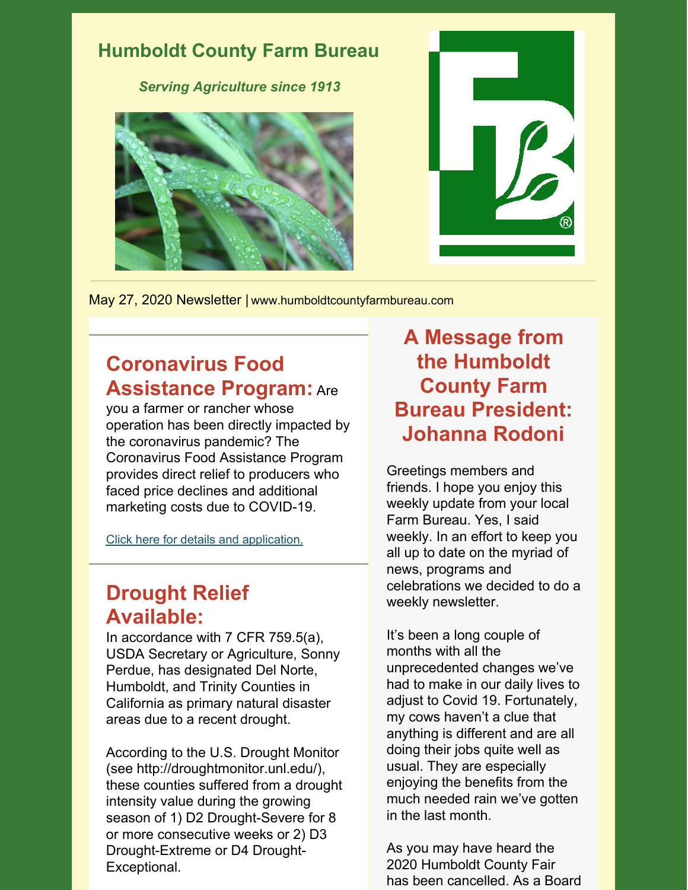# Humboldt County Farm Bureau

*Serving Agriculture since 1913*

May 27, 2020 Newsletter | www.humboldtcountyfarmbureau.com

## Coronavirus Food Assistance Program:

Are you a farmer or rancher whose operation has been directly impacted by the coronavirus pandemic? The Coronavirus Food Assistance Program provides direct relief to producers who faced price declines and additional marketing costs due to COVID-19.

[Click here for details and application.]

## Drought Relief Available:

In accordance with 7 CFR 759.5(a), USDA Secretary or Agriculture, Sonny Perdue, has designated Del Norte, Humboldt, and Trinity Counties in California as primary natural disaster areas due to a recent drought.

According to the U.S. Drought Monitor (see http://droughtmonitor.unl.edu/), these counties suffered from a drought intensity value during the growing season of 1) D2 Drought-Severe for 8 or more consecutive weeks or 2) D3 Drought-Extreme or D4 Drought-Exceptional.

## A Message from the Humboldt County Farm Bureau President: Johanna Rodoni

Greetings members and friends. I hope you enjoy this weekly update from your local Farm Bureau. Yes, I said weekly. In an effort to keep you all up to date on the myriad of news, programs and celebrations we decided to do a weekly newsletter.

It's been a long couple of months with all the unprecedented changes we've had to make in our daily lives to adjust to Covid 19. Fortunately, my cows haven't a clue that anything is different and are all doing their jobs quite well as usual. They are especially enjoying the benefits from the much needed rain we've gotten in the last month.

As you may have heard the 2020 Humboldt County Fair has been cancelled. As a Board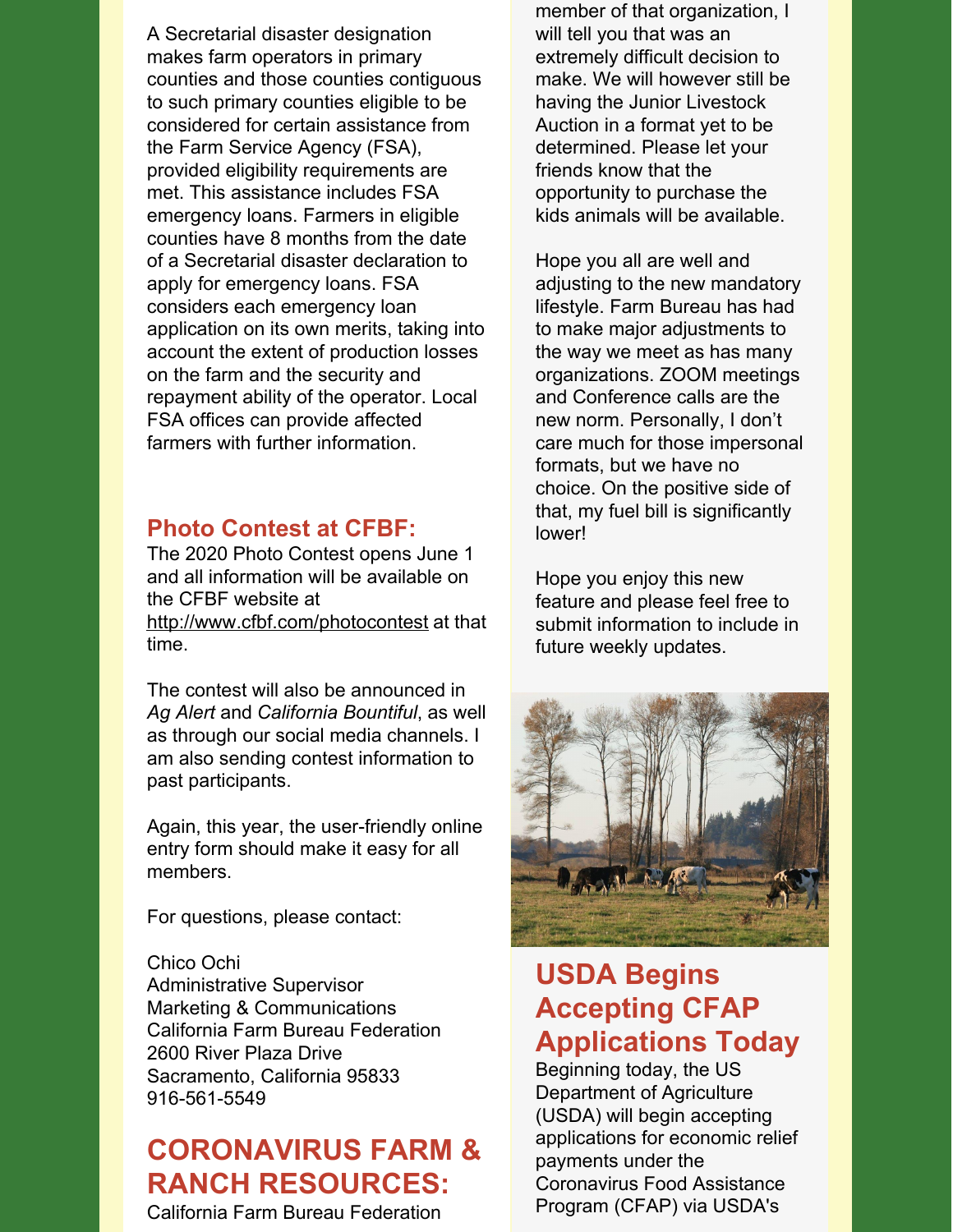A Secretarial disaster designation makes farm operators in primary counties and those counties contiguous to such primary counties eligible to be considered for certain assistance from the Farm Service Agency (FSA), provided eligibility requirements are met. This assistance includes FSA emergency loans. Farmers in eligible counties have 8 months from the date of a Secretarial disaster declaration to apply for emergency loans. FSA considers each emergency loan application on its own merits, taking into account the extent of production losses on the farm and the security and repayment ability of the operator. Local FSA offices can provide affected farmers with further information.

### Photo Contest at CFBF:

The 2020 Photo Contest opens June 1 and all information will be available on the CFBF website at http://www.cfbf.com/photocontest at that time.

The contest will also be announced in *Ag Alert* and *California Bountiful*, as well as through our social media channels. I am also sending contest information to past participants.

Again, this year, the user-friendly online entry form should make it easy for all members.

For questions, please contact:

Chico Ochi
Administrative Supervisor
Marketing & Communications
California Farm Bureau Federation
2600 River Plaza Drive
Sacramento, California 95833
916-561-5549

## CORONAVIRUS FARM & RANCH RESOURCES:

California Farm Bureau Federation

member of that organization, I will tell you that was an extremely difficult decision to make. We will however still be having the Junior Livestock Auction in a format yet to be determined. Please let your friends know that the opportunity to purchase the kids animals will be available.

Hope you all are well and adjusting to the new mandatory lifestyle. Farm Bureau has had to make major adjustments to the way we meet as has many organizations. ZOOM meetings and Conference calls are the new norm. Personally, I don't care much for those impersonal formats, but we have no choice. On the positive side of that, my fuel bill is significantly lower!

Hope you enjoy this new feature and please feel free to submit information to include in future weekly updates.

## USDA Begins Accepting CFAP Applications Today

Beginning today, the US Department of Agriculture (USDA) will begin accepting applications for economic relief payments under the Coronavirus Food Assistance Program (CFAP) via USDA's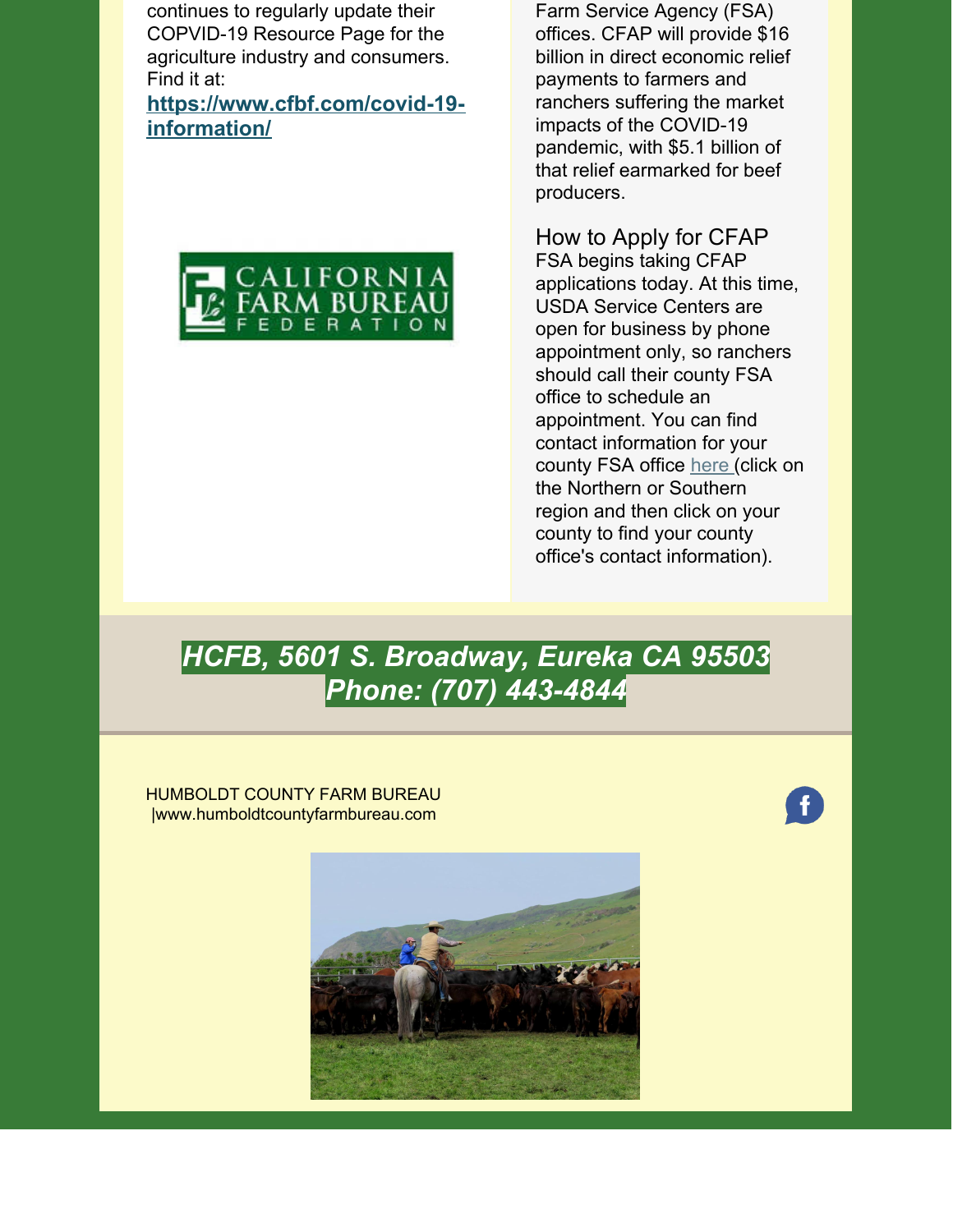continues to regularly update their COPVID-19 Resource Page for the agriculture industry and consumers. Find it at:

**https://www.cfbf.com/covid-19-information/**

Farm Service Agency (FSA) offices. CFAP will provide $16 billion in direct economic relief payments to farmers and ranchers suffering the market impacts of the COVID-19 pandemic, with $5.1 billion of that relief earmarked for beef producers.

### How to Apply for CFAP

FSA begins taking CFAP applications today. At this time, USDA Service Centers are open for business by phone appointment only, so ranchers should call their county FSA office to schedule an appointment. You can find contact information for your county FSA office here (click on the Northern or Southern region and then click on your county to find your county office's contact information).

***HCFB, 5601 S. Broadway, Eureka CA 95503***
***Phone: (707) 443-4844***

HUMBOLDT COUNTY FARM BUREAU
|www.humboldtcountyfarmbureau.com